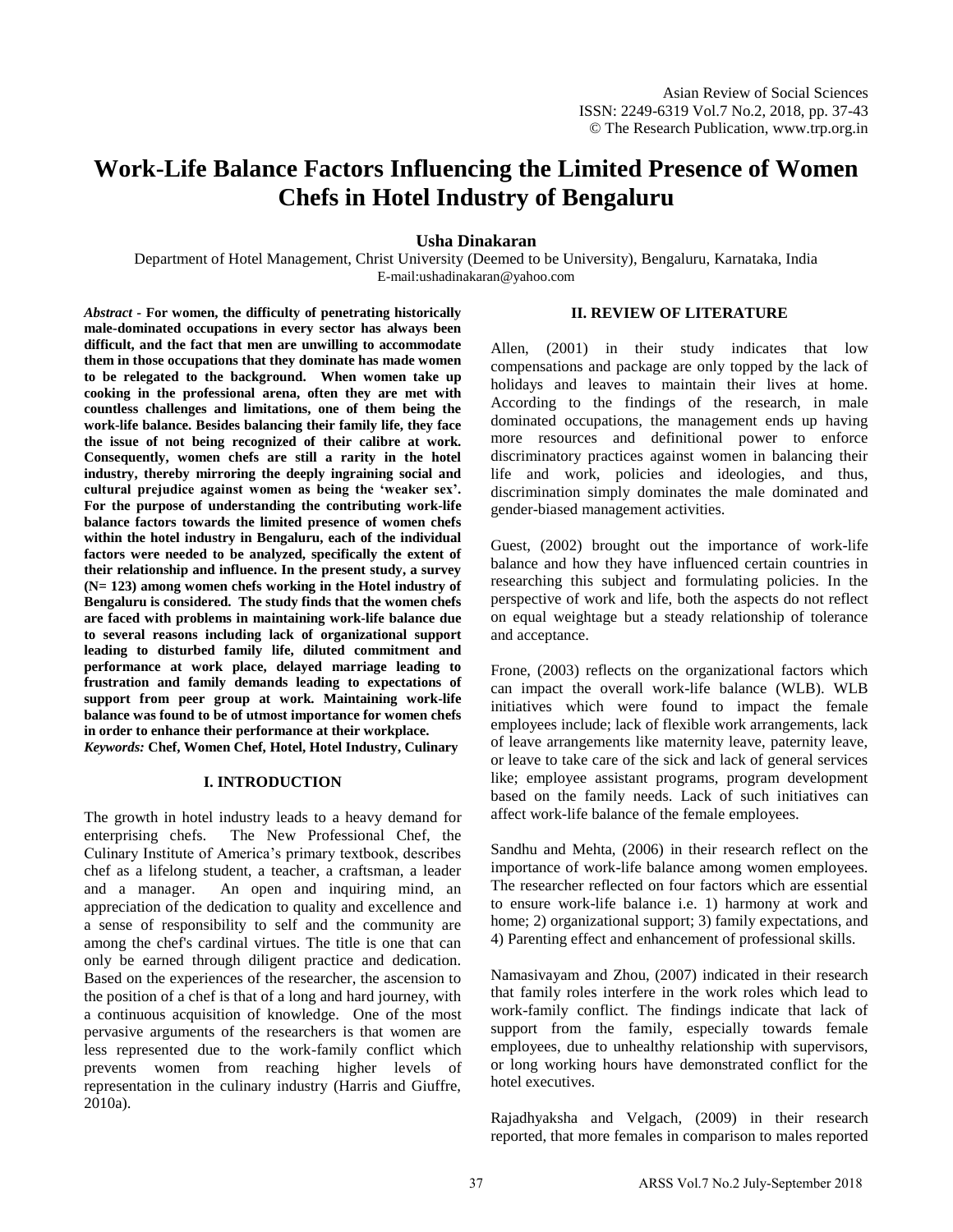# Work-Life Balance Factors Influencing the Limited Presence of Women Chefs in Hotel Industry of Bengaluru

**Usha Dinakaran**

Department of Hotel Management, Christ University (Deemed to be University), Bengaluru, Karnataka, India
E-mail:ushadinakaran@yahoo.com

***Abstract* - For women, the difficulty of penetrating historically male-dominated occupations in every sector has always been difficult, and the fact that men are unwilling to accommodate them in those occupations that they dominate has made women to be relegated to the background. When women take up cooking in the professional arena, often they are met with countless challenges and limitations, one of them being the work-life balance. Besides balancing their family life, they face the issue of not being recognized of their calibre at work. Consequently, women chefs are still a rarity in the hotel industry, thereby mirroring the deeply ingraining social and cultural prejudice against women as being the 'weaker sex'. For the purpose of understanding the contributing work-life balance factors towards the limited presence of women chefs within the hotel industry in Bengaluru, each of the individual factors were needed to be analyzed, specifically the extent of their relationship and influence. In the present study, a survey (N= 123) among women chefs working in the Hotel industry of Bengaluru is considered. The study finds that the women chefs are faced with problems in maintaining work-life balance due to several reasons including lack of organizational support leading to disturbed family life, diluted commitment and performance at work place, delayed marriage leading to frustration and family demands leading to expectations of support from peer group at work. Maintaining work-life balance was found to be of utmost importance for women chefs in order to enhance their performance at their workplace.**

***Keywords:* Chef, Women Chef, Hotel, Hotel Industry, Culinary**

## I. INTRODUCTION

The growth in hotel industry leads to a heavy demand for enterprising chefs. The New Professional Chef, the Culinary Institute of America's primary textbook, describes chef as a lifelong student, a teacher, a craftsman, a leader and a manager. An open and inquiring mind, an appreciation of the dedication to quality and excellence and a sense of responsibility to self and the community are among the chef's cardinal virtues. The title is one that can only be earned through diligent practice and dedication. Based on the experiences of the researcher, the ascension to the position of a chef is that of a long and hard journey, with a continuous acquisition of knowledge. One of the most pervasive arguments of the researchers is that women are less represented due to the work-family conflict which prevents women from reaching higher levels of representation in the culinary industry (Harris and Giuffre, 2010a).

## II. REVIEW OF LITERATURE

Allen, (2001) in their study indicates that low compensations and package are only topped by the lack of holidays and leaves to maintain their lives at home. According to the findings of the research, in male dominated occupations, the management ends up having more resources and definitional power to enforce discriminatory practices against women in balancing their life and work, policies and ideologies, and thus, discrimination simply dominates the male dominated and gender-biased management activities.

Guest, (2002) brought out the importance of work-life balance and how they have influenced certain countries in researching this subject and formulating policies. In the perspective of work and life, both the aspects do not reflect on equal weightage but a steady relationship of tolerance and acceptance.

Frone, (2003) reflects on the organizational factors which can impact the overall work-life balance (WLB). WLB initiatives which were found to impact the female employees include; lack of flexible work arrangements, lack of leave arrangements like maternity leave, paternity leave, or leave to take care of the sick and lack of general services like; employee assistant programs, program development based on the family needs. Lack of such initiatives can affect work-life balance of the female employees.

Sandhu and Mehta, (2006) in their research reflect on the importance of work-life balance among women employees. The researcher reflected on four factors which are essential to ensure work-life balance i.e. 1) harmony at work and home; 2) organizational support; 3) family expectations, and 4) Parenting effect and enhancement of professional skills.

Namasivayam and Zhou, (2007) indicated in their research that family roles interfere in the work roles which lead to work-family conflict. The findings indicate that lack of support from the family, especially towards female employees, due to unhealthy relationship with supervisors, or long working hours have demonstrated conflict for the hotel executives.

Rajadhyaksha and Velgach, (2009) in their research reported, that more females in comparison to males reported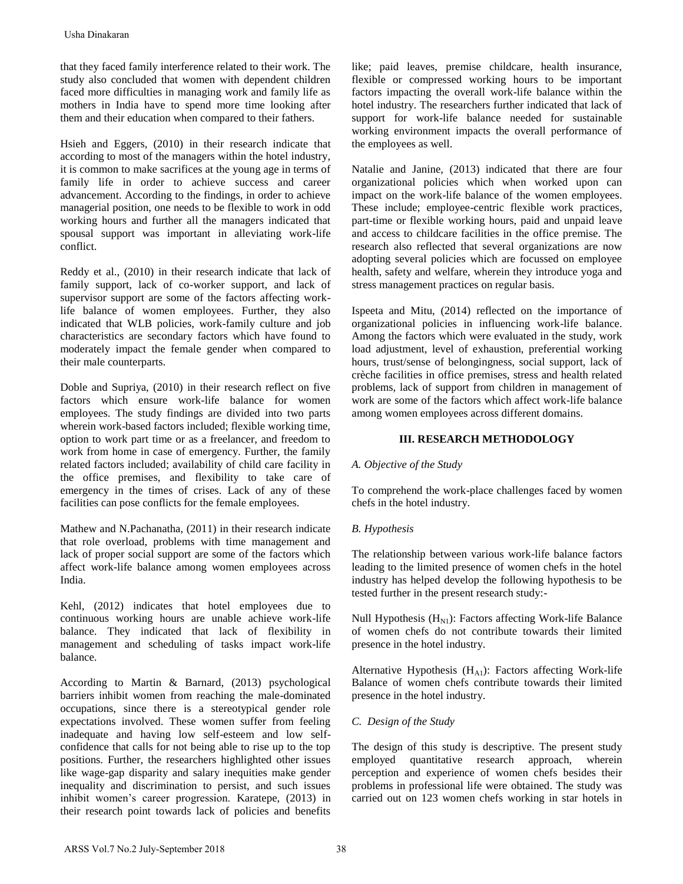that they faced family interference related to their work. The study also concluded that women with dependent children faced more difficulties in managing work and family life as mothers in India have to spend more time looking after them and their education when compared to their fathers.

Hsieh and Eggers, (2010) in their research indicate that according to most of the managers within the hotel industry, it is common to make sacrifices at the young age in terms of family life in order to achieve success and career advancement. According to the findings, in order to achieve managerial position, one needs to be flexible to work in odd working hours and further all the managers indicated that spousal support was important in alleviating work-life conflict.

Reddy et al., (2010) in their research indicate that lack of family support, lack of co-worker support, and lack of supervisor support are some of the factors affecting work-life balance of women employees. Further, they also indicated that WLB policies, work-family culture and job characteristics are secondary factors which have found to moderately impact the female gender when compared to their male counterparts.

Doble and Supriya, (2010) in their research reflect on five factors which ensure work-life balance for women employees. The study findings are divided into two parts wherein work-based factors included; flexible working time, option to work part time or as a freelancer, and freedom to work from home in case of emergency. Further, the family related factors included; availability of child care facility in the office premises, and flexibility to take care of emergency in the times of crises. Lack of any of these facilities can pose conflicts for the female employees.

Mathew and N.Pachanatha, (2011) in their research indicate that role overload, problems with time management and lack of proper social support are some of the factors which affect work-life balance among women employees across India.

Kehl, (2012) indicates that hotel employees due to continuous working hours are unable achieve work-life balance. They indicated that lack of flexibility in management and scheduling of tasks impact work-life balance.

According to Martin & Barnard, (2013) psychological barriers inhibit women from reaching the male-dominated occupations, since there is a stereotypical gender role expectations involved. These women suffer from feeling inadequate and having low self-esteem and low self-confidence that calls for not being able to rise up to the top positions. Further, the researchers highlighted other issues like wage-gap disparity and salary inequities make gender inequality and discrimination to persist, and such issues inhibit women's career progression. Karatepe, (2013) in their research point towards lack of policies and benefits like; paid leaves, premise childcare, health insurance, flexible or compressed working hours to be important factors impacting the overall work-life balance within the hotel industry. The researchers further indicated that lack of support for work-life balance needed for sustainable working environment impacts the overall performance of the employees as well.

Natalie and Janine, (2013) indicated that there are four organizational policies which when worked upon can impact on the work-life balance of the women employees. These include; employee-centric flexible work practices, part-time or flexible working hours, paid and unpaid leave and access to childcare facilities in the office premise. The research also reflected that several organizations are now adopting several policies which are focussed on employee health, safety and welfare, wherein they introduce yoga and stress management practices on regular basis.

Ispeeta and Mitu, (2014) reflected on the importance of organizational policies in influencing work-life balance. Among the factors which were evaluated in the study, work load adjustment, level of exhaustion, preferential working hours, trust/sense of belongingness, social support, lack of crèche facilities in office premises, stress and health related problems, lack of support from children in management of work are some of the factors which affect work-life balance among women employees across different domains.

## III. RESEARCH METHODOLOGY

### *A. Objective of the Study*

To comprehend the work-place challenges faced by women chefs in the hotel industry.

### *B. Hypothesis*

The relationship between various work-life balance factors leading to the limited presence of women chefs in the hotel industry has helped develop the following hypothesis to be tested further in the present research study:-

Null Hypothesis ($H_{N1}$): Factors affecting Work-life Balance of women chefs do not contribute towards their limited presence in the hotel industry.

Alternative Hypothesis ($H_{A1}$): Factors affecting Work-life Balance of women chefs contribute towards their limited presence in the hotel industry.

### *C. Design of the Study*

The design of this study is descriptive. The present study employed quantitative research approach, wherein perception and experience of women chefs besides their problems in professional life were obtained. The study was carried out on 123 women chefs working in star hotels in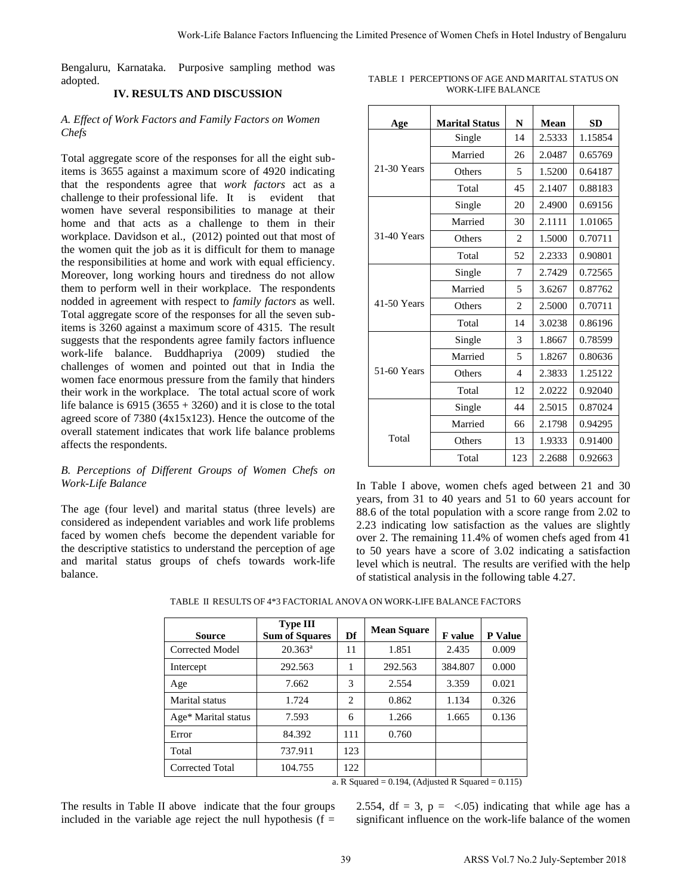Bengaluru, Karnataka. Purposive sampling method was adopted.

## IV. RESULTS AND DISCUSSION

### *A. Effect of Work Factors and Family Factors on Women Chefs*

Total aggregate score of the responses for all the eight sub-items is 3655 against a maximum score of 4920 indicating that the respondents agree that *work factors* act as a challenge to their professional life. It is evident that women have several responsibilities to manage at their home and that acts as a challenge to them in their workplace. Davidson et al., (2012) pointed out that most of the women quit the job as it is difficult for them to manage the responsibilities at home and work with equal efficiency. Moreover, long working hours and tiredness do not allow them to perform well in their workplace. The respondents nodded in agreement with respect to *family factors* as well. Total aggregate score of the responses for all the seven sub-items is 3260 against a maximum score of 4315. The result suggests that the respondents agree family factors influence work-life balance. Buddhapriya (2009) studied the challenges of women and pointed out that in India the women face enormous pressure from the family that hinders their work in the workplace. The total actual score of work life balance is 6915 (3655 + 3260) and it is close to the total agreed score of 7380 (4x15x123). Hence the outcome of the overall statement indicates that work life balance problems affects the respondents.

### *B. Perceptions of Different Groups of Women Chefs on Work-Life Balance*

The age (four level) and marital status (three levels) are considered as independent variables and work life problems faced by women chefs become the dependent variable for the descriptive statistics to understand the perception of age and marital status groups of chefs towards work-life balance.

TABLE I PERCEPTIONS OF AGE AND MARITAL STATUS ON WORK-LIFE BALANCE

| Age | Marital Status | N | Mean | SD |
|---|---|---|---|---|
| 21-30 Years | Single | 14 | 2.5333 | 1.15854 |
| | Married | 26 | 2.0487 | 0.65769 |
| | Others | 5 | 1.5200 | 0.64187 |
| | Total | 45 | 2.1407 | 0.88183 |
| 31-40 Years | Single | 20 | 2.4900 | 0.69156 |
| | Married | 30 | 2.1111 | 1.01065 |
| | Others | 2 | 1.5000 | 0.70711 |
| | Total | 52 | 2.2333 | 0.90801 |
| 41-50 Years | Single | 7 | 2.7429 | 0.72565 |
| | Married | 5 | 3.6267 | 0.87762 |
| | Others | 2 | 2.5000 | 0.70711 |
| | Total | 14 | 3.0238 | 0.86196 |
| 51-60 Years | Single | 3 | 1.8667 | 0.78599 |
| | Married | 5 | 1.8267 | 0.80636 |
| | Others | 4 | 2.3833 | 1.25122 |
| | Total | 12 | 2.0222 | 0.92040 |
| Total | Single | 44 | 2.5015 | 0.87024 |
| | Married | 66 | 2.1798 | 0.94295 |
| | Others | 13 | 1.9333 | 0.91400 |
| | Total | 123 | 2.2688 | 0.92663 |

In Table I above, women chefs aged between 21 and 30 years, from 31 to 40 years and 51 to 60 years account for 88.6 of the total population with a score range from 2.02 to 2.23 indicating low satisfaction as the values are slightly over 2. The remaining 11.4% of women chefs aged from 41 to 50 years have a score of 3.02 indicating a satisfaction level which is neutral. The results are verified with the help of statistical analysis in the following table 4.27.

TABLE II RESULTS OF 4*3 FACTORIAL ANOVA ON WORK-LIFE BALANCE FACTORS

| Source | Type III Sum of Squares | Df | Mean Square | F value | P Value |
|---|---|---|---|---|---|
| Corrected Model | 20.363[a] | 11 | 1.851 | 2.435 | 0.009 |
| Intercept | 292.563 | 1 | 292.563 | 384.807 | 0.000 |
| Age | 7.662 | 3 | 2.554 | 3.359 | 0.021 |
| Marital status | 1.724 | 2 | 0.862 | 1.134 | 0.326 |
| Age* Marital status | 7.593 | 6 | 1.266 | 1.665 | 0.136 |
| Error | 84.392 | 111 | 0.760 | | |
| Total | 737.911 | 123 | | | |
| Corrected Total | 104.755 | 122 | | | |

a. R Squared = 0.194, (Adjusted R Squared = 0.115)

The results in Table II above indicate that the four groups included in the variable age reject the null hypothesis ($f = 2.554$, $df = 3$, $p = <.05$) indicating that while age has a significant influence on the work-life balance of the women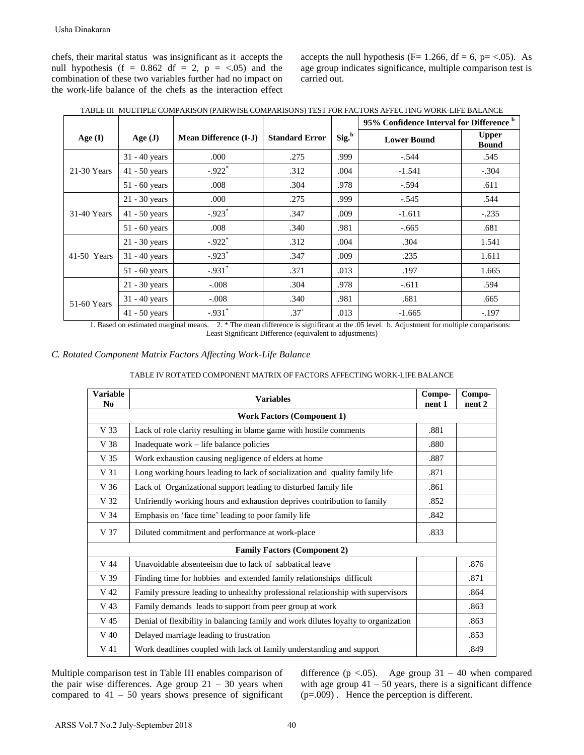chefs, their marital status was insignificant as it accepts the null hypothesis ($f = 0.862$ $df = 2$, $p = <.05$) and the combination of these two variables further had no impact on the work-life balance of the chefs as the interaction effect accepts the null hypothesis ($F = 1.266$, $df = 6$, $p = <.05$). As age group indicates significance, multiple comparison test is carried out.

TABLE III MULTIPLE COMPARISON (PAIRWISE COMPARISONS) TEST FOR FACTORS AFFECTING WORK-LIFE BALANCE

| Age (I) | Age (J) | Mean Difference (I-J) | Standard Error | Sig.[b] | 95% Confidence Interval for Difference [b] | |
|---|---|---|---|---|---|---|
| | | | | | Lower Bound | Upper Bound |
| 21-30 Years | 31 - 40 years | .000 | .275 | .999 | -.544 | .545 |
| | 41 - 50 years | -.922* | .312 | .004 | -1.541 | -.304 |
| | 51 - 60 years | .008 | .304 | .978 | -.594 | .611 |
| 31-40 Years | 21 - 30 years | .000 | .275 | .999 | -.545 | .544 |
| | 41 - 50 years | -.923* | .347 | .009 | -1.611 | -.235 |
| | 51 - 60 years | .008 | .340 | .981 | -.665 | .681 |
| 41-50 Years | 21 - 30 years | -.922* | .312 | .004 | .304 | 1.541 |
| | 31 - 40 years | -.923* | .347 | .009 | .235 | 1.611 |
| | 51 - 60 years | -.931* | .371 | .013 | .197 | 1.665 |
| 51-60 Years | 21 - 30 years | -.008 | .304 | .978 | -.611 | .594 |
| | 31 - 40 years | -.008 | .340 | .981 | .681 | .665 |
| | 41 - 50 years | -.931* | .37` | .013 | -1.665 | -.197 |

1. Based on estimated marginal means. 2. * The mean difference is significant at the .05 level. b. Adjustment for multiple comparisons: Least Significant Difference (equivalent to adjustments)

### *C. Rotated Component Matrix Factors Affecting Work-Life Balance*

TABLE IV ROTATED COMPONENT MATRIX OF FACTORS AFFECTING WORK-LIFE BALANCE

| Variable No | Variables | Component 1 | Component 2 |
|---|---|---|---|
| | **Work Factors (Component 1)** | | |
| V 33 | Lack of role clarity resulting in blame game with hostile comments | .881 | |
| V 38 | Inadequate work – life balance policies | .880 | |
| V 35 | Work exhaustion causing negligence of elders at home | .887 | |
| V 31 | Long working hours leading to lack of socialization and quality family life | .871 | |
| V 36 | Lack of Organizational support leading to disturbed family life | .861 | |
| V 32 | Unfriendly working hours and exhaustion deprives contribution to family | .852 | |
| V 34 | Emphasis on 'face time' leading to poor family life | .842 | |
| V 37 | Diluted commitment and performance at work-place | .833 | |
| | **Family Factors (Component 2)** | | |
| V 44 | Unavoidable absenteeism due to lack of sabbatical leave | | .876 |
| V 39 | Finding time for hobbies and extended family relationships difficult | | .871 |
| V 42 | Family pressure leading to unhealthy professional relationship with supervisors | | .864 |
| V 43 | Family demands leads to support from peer group at work | | .863 |
| V 45 | Denial of flexibility in balancing family and work dilutes loyalty to organization | | .863 |
| V 40 | Delayed marriage leading to frustration | | .853 |
| V 41 | Work deadlines coupled with lack of family understanding and support | | .849 |

Multiple comparison test in Table III enables comparison of the pair wise differences. Age group 21 – 30 years when compared to 41 – 50 years shows presence of significant difference ($p <.05$). Age group 31 – 40 when compared with age group 41 – 50 years, there is a significant diffence ($p=.009$) . Hence the perception is different.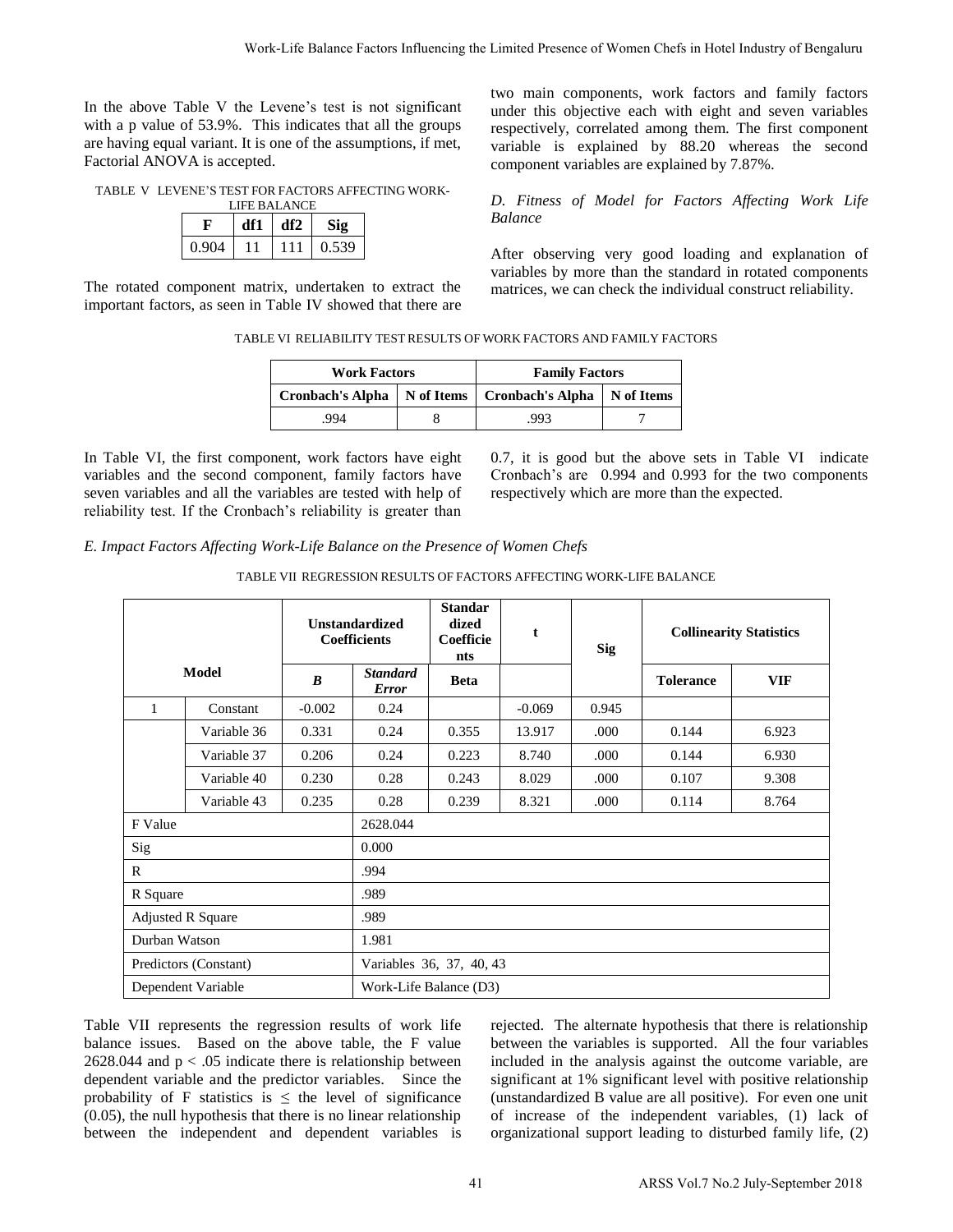In the above Table V the Levene's test is not significant with a p value of 53.9%. This indicates that all the groups are having equal variant. It is one of the assumptions, if met, Factorial ANOVA is accepted.

TABLE V LEVENE'S TEST FOR FACTORS AFFECTING WORK-LIFE BALANCE

| F | df1 | df2 | Sig |
|---|---|---|---|
| 0.904 | 11 | 111 | 0.539 |

The rotated component matrix, undertaken to extract the important factors, as seen in Table IV showed that there are two main components, work factors and family factors under this objective each with eight and seven variables respectively, correlated among them. The first component variable is explained by 88.20 whereas the second component variables are explained by 7.87%.

### *D. Fitness of Model for Factors Affecting Work Life Balance*

After observing very good loading and explanation of variables by more than the standard in rotated components matrices, we can check the individual construct reliability.

TABLE VI RELIABILITY TEST RESULTS OF WORK FACTORS AND FAMILY FACTORS

| Work Factors | | Family Factors | |
|---|---|---|---|
| **Cronbach's Alpha** | **N of Items** | **Cronbach's Alpha** | **N of Items** |
| .994 | 8 | .993 | 7 |

In Table VI, the first component, work factors have eight variables and the second component, family factors have seven variables and all the variables are tested with help of reliability test. If the Cronbach's reliability is greater than 0.7, it is good but the above sets in Table VI indicate Cronbach's are 0.994 and 0.993 for the two components respectively which are more than the expected.

### *E. Impact Factors Affecting Work-Life Balance on the Presence of Women Chefs*

TABLE VII REGRESSION RESULTS OF FACTORS AFFECTING WORK-LIFE BALANCE

| Model | | Unstandardized Coefficients | | Standardized Coefficients | t | Sig | Collinearity Statistics | |
|---|---|---|---|---|---|---|---|---|
| | | ***B*** | ***Standard Error*** | **Beta** | | | **Tolerance** | **VIF** |
| 1 | Constant | -0.002 | 0.24 | | -0.069 | 0.945 | | |
| | Variable 36 | 0.331 | 0.24 | 0.355 | 13.917 | .000 | 0.144 | 6.923 |
| | Variable 37 | 0.206 | 0.24 | 0.223 | 8.740 | .000 | 0.144 | 6.930 |
| | Variable 40 | 0.230 | 0.28 | 0.243 | 8.029 | .000 | 0.107 | 9.308 |
| | Variable 43 | 0.235 | 0.28 | 0.239 | 8.321 | .000 | 0.114 | 8.764 |
| F Value | | 2628.044 | | | | | | |
| Sig | | 0.000 | | | | | | |
| R | | .994 | | | | | | |
| R Square | | .989 | | | | | | |
| Adjusted R Square | | .989 | | | | | | |
| Durban Watson | | 1.981 | | | | | | |
| Predictors (Constant) | | Variables 36, 37, 40, 43 | | | | | | |
| Dependent Variable | | Work-Life Balance (D3) | | | | | | |

Table VII represents the regression results of work life balance issues. Based on the above table, the F value 2628.044 and $p < .05$ indicate there is relationship between dependent variable and the predictor variables. Since the probability of F statistics is $\leq$ the level of significance (0.05), the null hypothesis that there is no linear relationship between the independent and dependent variables is rejected. The alternate hypothesis that there is relationship between the variables is supported. All the four variables included in the analysis against the outcome variable, are significant at 1% significant level with positive relationship (unstandardized B value are all positive). For even one unit of increase of the independent variables, (1) lack of organizational support leading to disturbed family life, (2)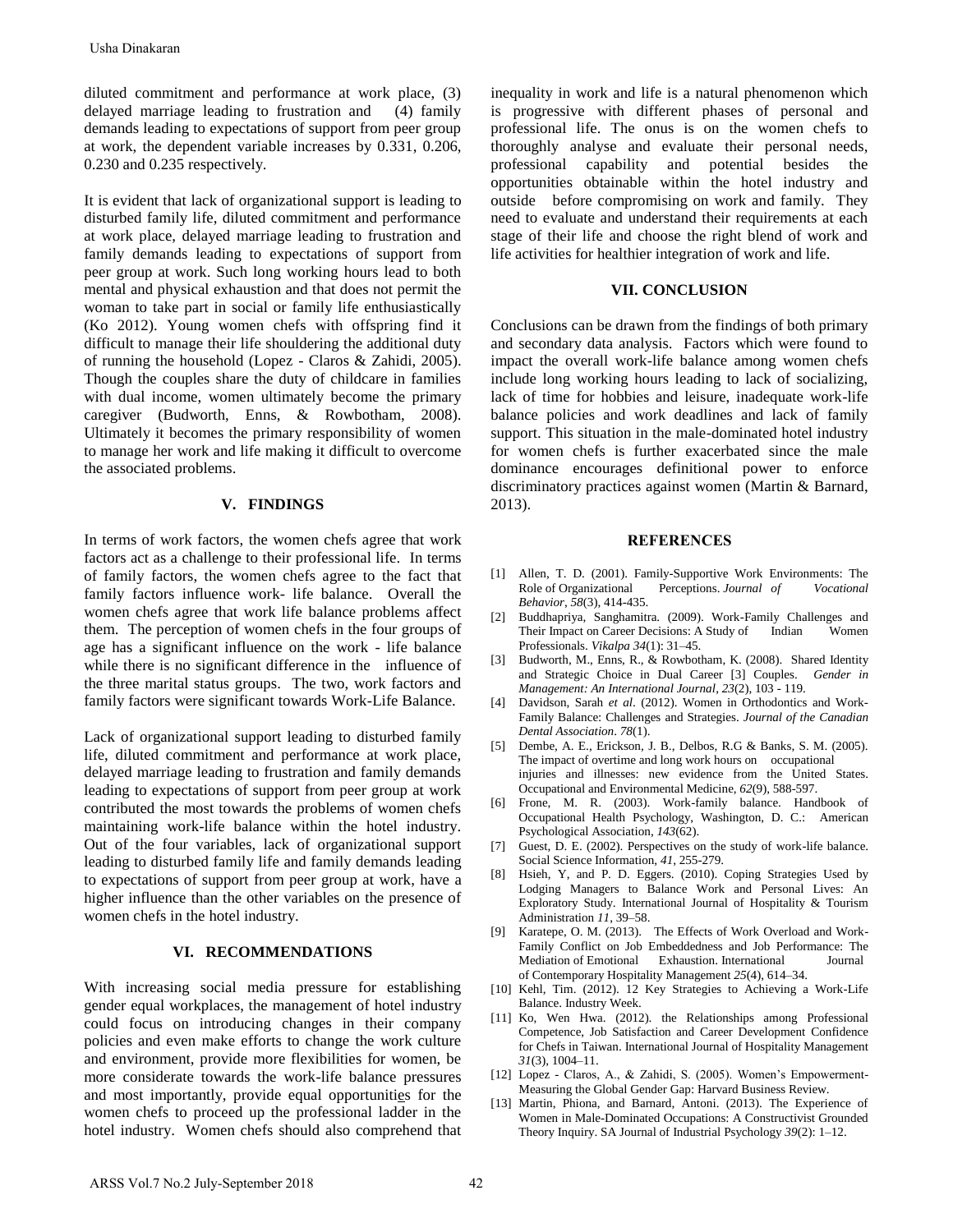diluted commitment and performance at work place, (3) delayed marriage leading to frustration and (4) family demands leading to expectations of support from peer group at work, the dependent variable increases by 0.331, 0.206, 0.230 and 0.235 respectively.

It is evident that lack of organizational support is leading to disturbed family life, diluted commitment and performance at work place, delayed marriage leading to frustration and family demands leading to expectations of support from peer group at work. Such long working hours lead to both mental and physical exhaustion and that does not permit the woman to take part in social or family life enthusiastically (Ko 2012). Young women chefs with offspring find it difficult to manage their life shouldering the additional duty of running the household (Lopez - Claros & Zahidi, 2005). Though the couples share the duty of childcare in families with dual income, women ultimately become the primary caregiver (Budworth, Enns, & Rowbotham, 2008). Ultimately it becomes the primary responsibility of women to manage her work and life making it difficult to overcome the associated problems.

## V. FINDINGS

In terms of work factors, the women chefs agree that work factors act as a challenge to their professional life. In terms of family factors, the women chefs agree to the fact that family factors influence work- life balance. Overall the women chefs agree that work life balance problems affect them. The perception of women chefs in the four groups of age has a significant influence on the work - life balance while there is no significant difference in the influence of the three marital status groups. The two, work factors and family factors were significant towards Work-Life Balance.

Lack of organizational support leading to disturbed family life, diluted commitment and performance at work place, delayed marriage leading to frustration and family demands leading to expectations of support from peer group at work contributed the most towards the problems of women chefs maintaining work-life balance within the hotel industry. Out of the four variables, lack of organizational support leading to disturbed family life and family demands leading to expectations of support from peer group at work, have a higher influence than the other variables on the presence of women chefs in the hotel industry.

## VI. RECOMMENDATIONS

With increasing social media pressure for establishing gender equal workplaces, the management of hotel industry could focus on introducing changes in their company policies and even make efforts to change the work culture and environment, provide more flexibilities for women, be more considerate towards the work-life balance pressures and most importantly, provide equal opportunities for the women chefs to proceed up the professional ladder in the hotel industry. Women chefs should also comprehend that inequality in work and life is a natural phenomenon which is progressive with different phases of personal and professional life. The onus is on the women chefs to thoroughly analyse and evaluate their personal needs, professional capability and potential besides the opportunities obtainable within the hotel industry and outside before compromising on work and family. They need to evaluate and understand their requirements at each stage of their life and choose the right blend of work and life activities for healthier integration of work and life.

## VII. CONCLUSION

Conclusions can be drawn from the findings of both primary and secondary data analysis. Factors which were found to impact the overall work-life balance among women chefs include long working hours leading to lack of socializing, lack of time for hobbies and leisure, inadequate work-life balance policies and work deadlines and lack of family support. This situation in the male-dominated hotel industry for women chefs is further exacerbated since the male dominance encourages definitional power to enforce discriminatory practices against women (Martin & Barnard, 2013).

## REFERENCES

[1] Allen, T. D. (2001). Family-Supportive Work Environments: The Role of Organizational Perceptions. *Journal of Vocational Behavior*, *58*(3), 414-435.

[2] Buddhapriya, Sanghamitra. (2009). Work-Family Challenges and Their Impact on Career Decisions: A Study of Indian Women Professionals. *Vikalpa 34*(1): 31–45.

[3] Budworth, M., Enns, R., & Rowbotham, K. (2008). Shared Identity and Strategic Choice in Dual Career [3] Couples. *Gender in Management: An International Journal*, *23*(2), 103 - 119.

[4] Davidson, Sarah *et al*. (2012). Women in Orthodontics and Work-Family Balance: Challenges and Strategies. *Journal of the Canadian Dental Association*. *78*(1).

[5] Dembe, A. E., Erickson, J. B., Delbos, R.G & Banks, S. M. (2005). The impact of overtime and long work hours on occupational injuries and illnesses: new evidence from the United States. Occupational and Environmental Medicine, *62*(9), 588-597.

[6] Frone, M. R. (2003). Work-family balance. Handbook of Occupational Health Psychology, Washington, D. C.: American Psychological Association, *143*(62).

[7] Guest, D. E. (2002). Perspectives on the study of work-life balance. Social Science Information, *41*, 255-279.

[8] Hsieh, Y, and P. D. Eggers. (2010). Coping Strategies Used by Lodging Managers to Balance Work and Personal Lives: An Exploratory Study. International Journal of Hospitality & Tourism Administration *11*, 39–58.

[9] Karatepe, O. M. (2013). The Effects of Work Overload and Work-Family Conflict on Job Embeddedness and Job Performance: The Mediation of Emotional Exhaustion. International Journal of Contemporary Hospitality Management *25*(4), 614–34.

[10] Kehl, Tim. (2012). 12 Key Strategies to Achieving a Work-Life Balance. Industry Week.

[11] Ko, Wen Hwa. (2012). the Relationships among Professional Competence, Job Satisfaction and Career Development Confidence for Chefs in Taiwan. International Journal of Hospitality Management *31*(3), 1004–11.

[12] Lopez - Claros, A., & Zahidi, S. (2005). Women's Empowerment-Measuring the Global Gender Gap: Harvard Business Review.

[13] Martin, Phiona, and Barnard, Antoni. (2013). The Experience of Women in Male-Dominated Occupations: A Constructivist Grounded Theory Inquiry. SA Journal of Industrial Psychology *39*(2): 1–12.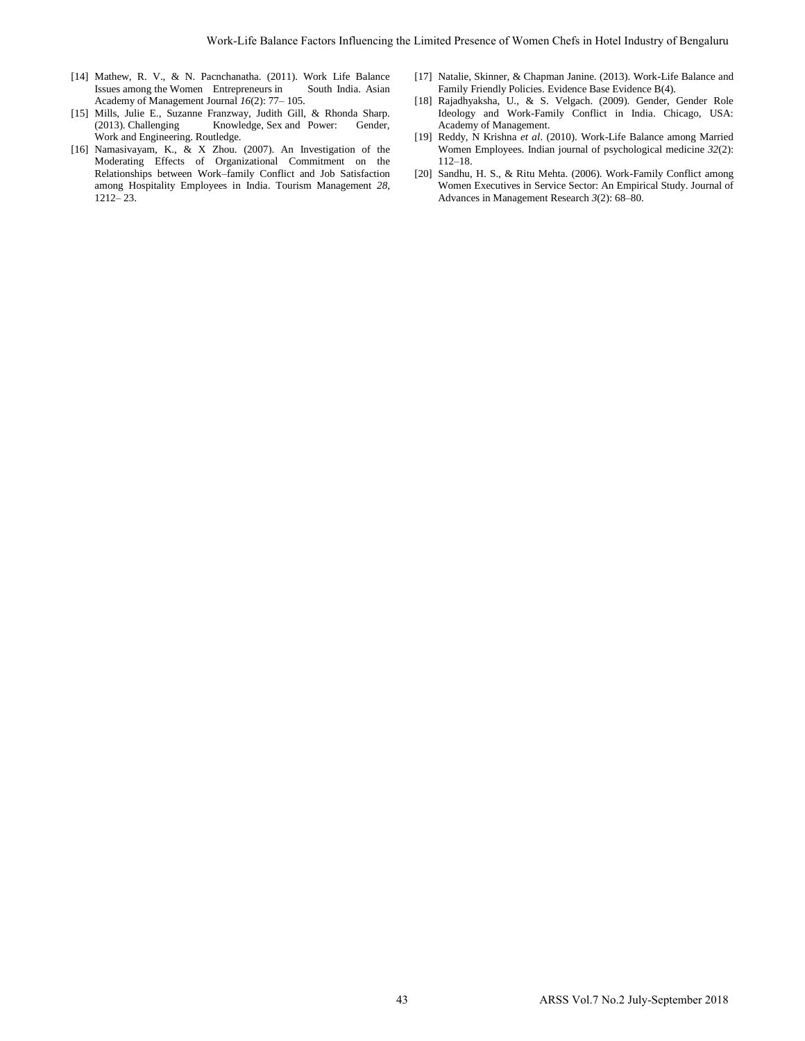[14] Mathew, R. V., & N. Pacnchanatha. (2011). Work Life Balance Issues among the Women Entrepreneurs in South India. Asian Academy of Management Journal *16*(2): 77– 105.

[15] Mills, Julie E., Suzanne Franzway, Judith Gill, & Rhonda Sharp. (2013). Challenging Knowledge, Sex and Power: Gender, Work and Engineering. Routledge.

[16] Namasivayam, K., & X Zhou. (2007). An Investigation of the Moderating Effects of Organizational Commitment on the Relationships between Work–family Conflict and Job Satisfaction among Hospitality Employees in India. Tourism Management *28*, 1212– 23.

[17] Natalie, Skinner, & Chapman Janine. (2013). Work-Life Balance and Family Friendly Policies. Evidence Base Evidence B(4).

[18] Rajadhyaksha, U., & S. Velgach. (2009). Gender, Gender Role Ideology and Work-Family Conflict in India. Chicago, USA: Academy of Management.

[19] Reddy, N Krishna *et al*. (2010). Work-Life Balance among Married Women Employees. Indian journal of psychological medicine *32*(2): 112–18.

[20] Sandhu, H. S., & Ritu Mehta. (2006). Work-Family Conflict among Women Executives in Service Sector: An Empirical Study. Journal of Advances in Management Research *3*(2): 68–80.